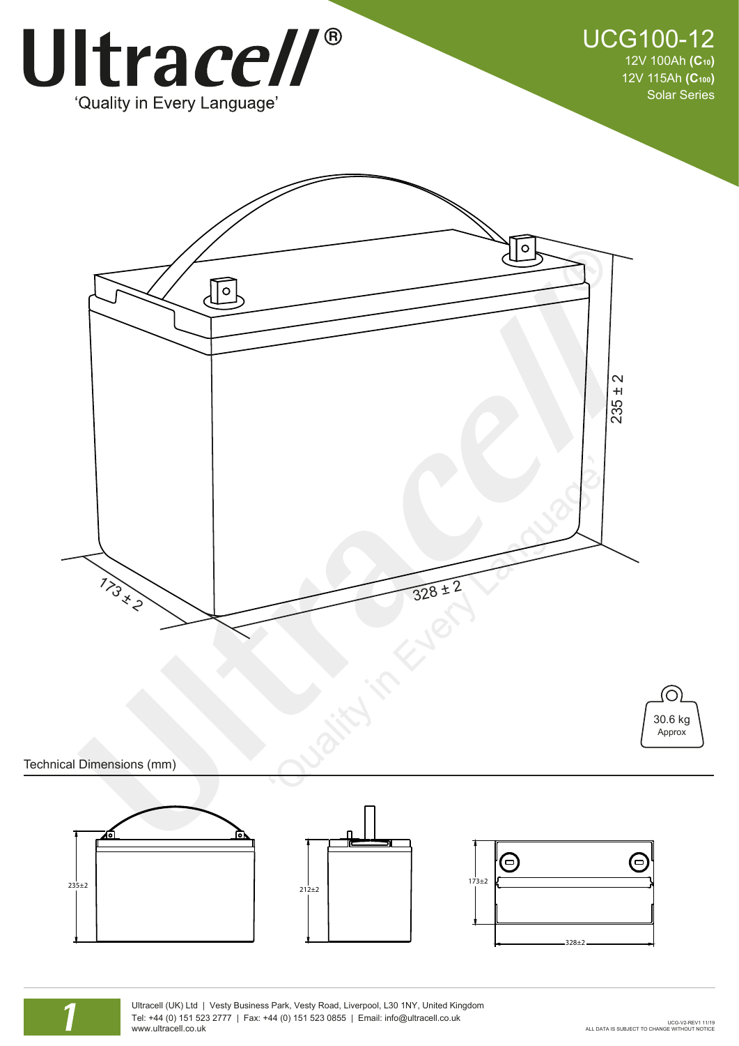# Ultracell®

'Quality in Every Language'

## UCG100-12

12V 100Ah **($C_{10}$)**
12V 115Ah **($C_{100}$)**
Solar Series

235 ± 2

173 ± 2

328 ± 2

30.6 kg
Approx

### Technical Dimensions (mm)

235±2

212±2

173±2

328±2

Ultracell (UK) Ltd | Vesty Business Park, Vesty Road, Liverpool, L30 1NY, United Kingdom
Tel: +44 (0) 151 523 2777 | Fax: +44 (0) 151 523 0855 | Email: info@ultracell.co.uk
www.ultracell.co.uk

UCG-V2-REV1 11/19
ALL DATA IS SUBJECT TO CHANGE WITHOUT NOTICE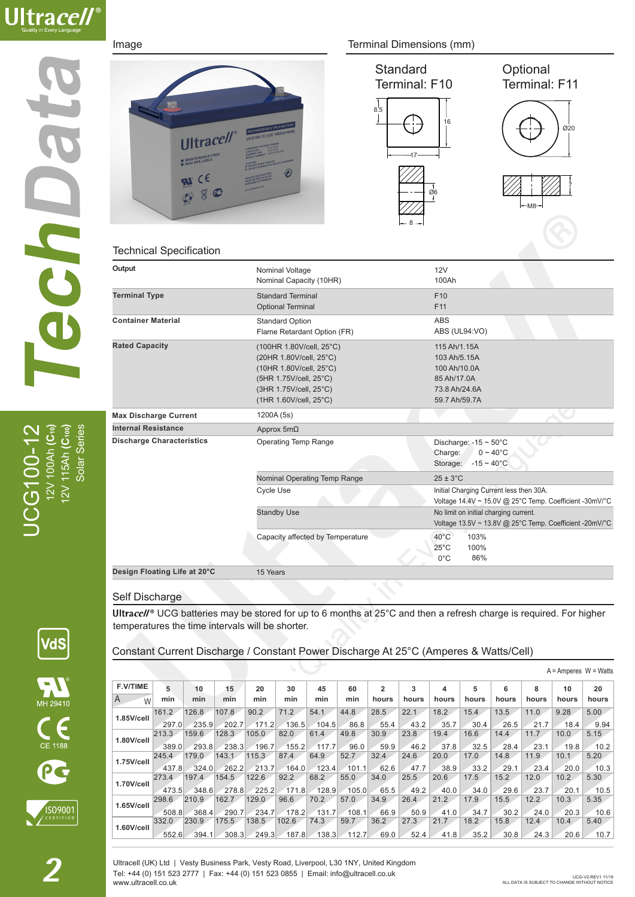# UCG100-12

12V 100Ah ($C_{10}$)
12V 115Ah ($C_{100}$)
Solar Series

## Image

## Terminal Dimensions (mm)

Standard Terminal: F10

Optional Terminal: F11

8.5, 16, 17, Ø6, 8 — Ø20, M8

## Technical Specification

| | | |
|---|---|---|
| **Output** | Nominal Voltage<br>Nominal Capacity (10HR) | 12V<br>100Ah |
| **Terminal Type** | Standard Terminal<br>Optional Terminal | F10<br>F11 |
| **Container Material** | Standard Option<br>Flame Retardant Option (FR) | ABS<br>ABS (UL94:VO) |
| **Rated Capacity** | (100HR 1.80V/cell, 25°C)<br>(20HR 1.80V/cell, 25°C)<br>(10HR 1.80V/cell, 25°C)<br>(5HR 1.75V/cell, 25°C)<br>(3HR 1.75V/cell, 25°C)<br>(1HR 1.60V/cell, 25°C) | 115 Ah/1.15A<br>103 Ah/5.15A<br>100 Ah/10.0A<br>85 Ah/17.0A<br>73.8 Ah/24.6A<br>59.7 Ah/59.7A |
| **Max Discharge Current** | 1200A (5s) | |
| **Internal Resistance** | Approx 5mΩ | |
| **Discharge Characteristics** | Operating Temp Range | Discharge: -15 ~ 50°C<br>Charge: 0 ~ 40°C<br>Storage: -15 ~ 40°C |
| | Nominal Operating Temp Range | 25 ± 3°C |
| | Cycle Use | Initial Charging Current less then 30A.<br>Voltage 14.4V ~ 15.0V @ 25°C Temp. Coefficient -30mV/°C |
| | Standby Use | No limit on initial charging current.<br>Voltage 13.5V ~ 13.8V @ 25°C Temp. Coefficient -20mV/°C |
| | Capacity affected by Temperature | 40°C 103%<br>25°C 100%<br>0°C 86% |
| **Design Floating Life at 20°C** | 15 Years | |

## Self Discharge

**Ultracell**® UCG batteries may be stored for up to 6 months at 25°C and then a refresh charge is required. For higher temperatures the time intervals will be shorter.

## Constant Current Discharge / Constant Power Discharge At 25°C (Amperes & Watts/Cell)

A = Amperes W = Watts

| F.V/TIME | | 5 min | 10 min | 15 min | 20 min | 30 min | 45 min | 60 min | 2 hours | 3 hours | 4 hours | 5 hours | 6 hours | 8 hours | 10 hours | 20 hours |
|---|---|---|---|---|---|---|---|---|---|---|---|---|---|---|---|---|
| 1.85V/cell | A | 161.2 | 126.8 | 107.8 | 90.2 | 71.2 | 54.1 | 44.8 | 28.5 | 22.1 | 18.2 | 15.4 | 13.5 | 11.0 | 9.28 | 5.00 |
| | W | 297.0 | 235.9 | 202.7 | 171.2 | 136.5 | 104.5 | 86.8 | 55.4 | 43.2 | 35.7 | 30.4 | 26.5 | 21.7 | 18.4 | 9.94 |
| 1.80V/cell | A | 213.3 | 159.6 | 128.3 | 105.0 | 82.0 | 61.4 | 49.8 | 30.9 | 23.8 | 19.4 | 16.6 | 14.4 | 11.7 | 10.0 | 5.15 |
| | W | 389.0 | 293.8 | 238.3 | 196.7 | 155.2 | 117.7 | 96.0 | 59.9 | 46.2 | 37.8 | 32.5 | 28.4 | 23.1 | 19.8 | 10.2 |
| 1.75V/cell | A | 245.4 | 179.0 | 143.1 | 115.3 | 87.4 | 64.9 | 52.7 | 32.4 | 24.6 | 20.0 | 17.0 | 14.8 | 11.9 | 10.1 | 5.20 |
| | W | 437.8 | 324.0 | 262.2 | 213.7 | 164.0 | 123.4 | 101.1 | 62.6 | 47.7 | 38.9 | 33.2 | 29.1 | 23.4 | 20.0 | 10.3 |
| 1.70V/cell | A | 273.4 | 197.4 | 154.5 | 122.6 | 92.2 | 68.2 | 55.0 | 34.0 | 25.5 | 20.6 | 17.5 | 15.2 | 12.0 | 10.2 | 5.30 |
| | W | 473.5 | 348.6 | 278.8 | 225.2 | 171.8 | 128.9 | 105.0 | 65.5 | 49.2 | 40.0 | 34.0 | 29.6 | 23.7 | 20.1 | 10.5 |
| 1.65V/cell | A | 298.6 | 210.9 | 162.7 | 129.0 | 96.6 | 70.2 | 57.0 | 34.9 | 26.4 | 21.2 | 17.9 | 15.5 | 12.2 | 10.3 | 5.35 |
| | W | 508.8 | 368.4 | 290.7 | 234.7 | 178.2 | 131.7 | 108.1 | 66.9 | 50.9 | 41.0 | 34.7 | 30.2 | 24.0 | 20.3 | 10.6 |
| 1.60V/cell | A | 332.0 | 230.9 | 175.5 | 138.5 | 102.6 | 74.3 | 59.7 | 36.2 | 27.3 | 21.7 | 18.2 | 15.8 | 12.4 | 10.4 | 5.40 |
| | W | 552.6 | 394.1 | 308.3 | 249.3 | 187.8 | 138.3 | 112.7 | 69.0 | 52.4 | 41.8 | 35.2 | 30.8 | 24.3 | 20.6 | 10.7 |

Ultracell (UK) Ltd | Vesty Business Park, Vesty Road, Liverpool, L30 1NY, United Kingdom
Tel: +44 (0) 151 523 2777 | Fax: +44 (0) 151 523 0855 | Email: info@ultracell.co.uk
www.ultracell.co.uk

UCG-V2-REV1 11/19
ALL DATA IS SUBJECT TO CHANGE WITHOUT NOTICE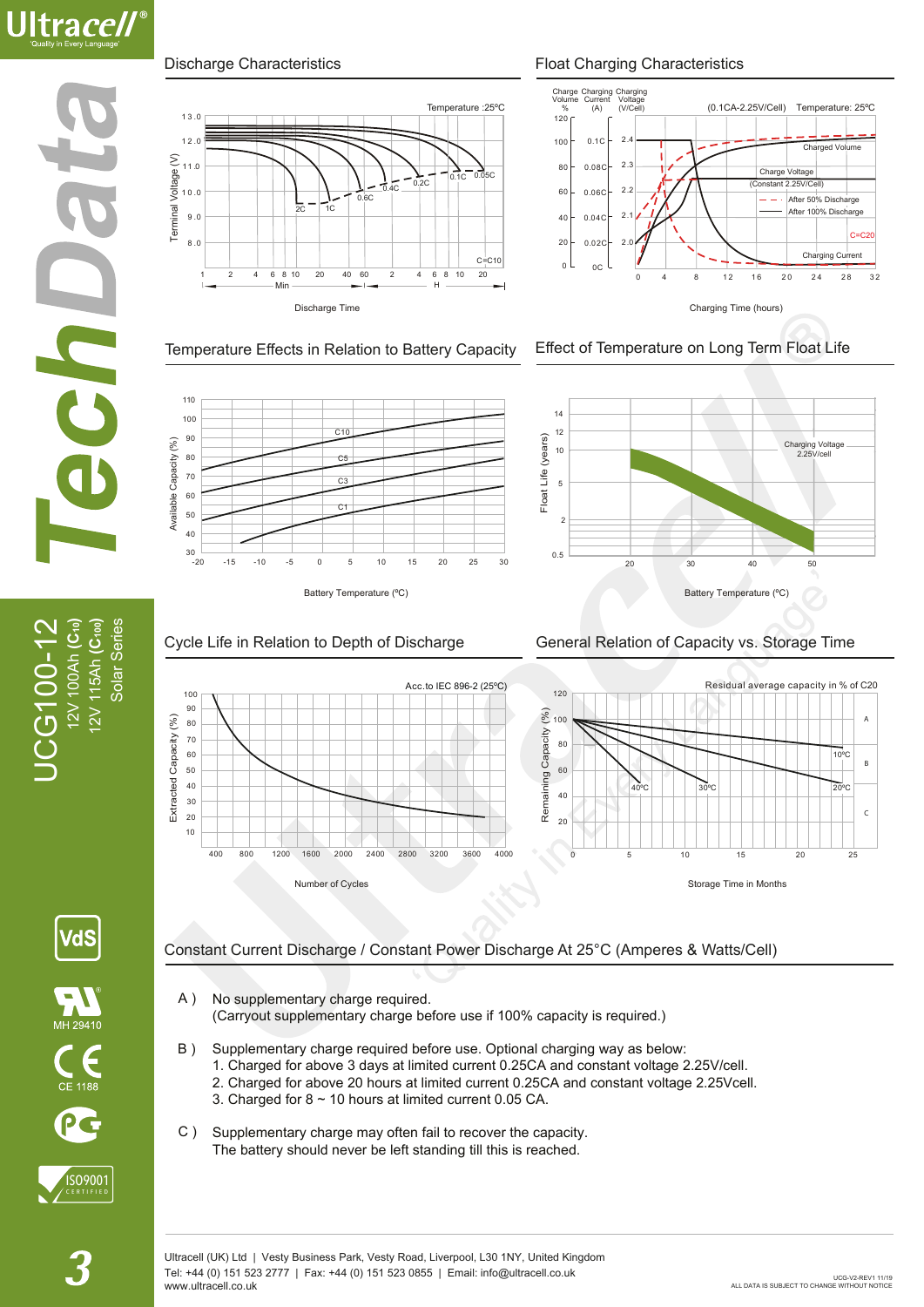Ultracell®
'Quality in Every Language'

TechData

UCG100-12
12V 100Ah ($C_{10}$)
12V 115Ah ($C_{100}$)
Solar Series

## Discharge Characteristics

Temperature :25ºC
Terminal Voltage (V)
13.0
12.0
11.0
10.0
9.0
8.0
2C
1C
0.6C
0.4C
0.2C
0.1C
0.05C
C=C10
1 2 4 6 8 10 20 40 60 2 4 6 8 10 20
Min
H
Discharge Time

## Float Charging Characteristics

Charge Volume % | Charging Current (A) | Charging Voltage (V/Cell)
(0.1CA-2.25V/Cell) Temperature: 25ºC
120
100 0.1C 2.4
80 0.08C 2.3
60 0.06C 2.2
40 0.04C 2.1
20 0.02C 2.0
0 0C
Charged Volume
Charge Voltage (Constant 2.25V/Cell)
After 50% Discharge
After 100% Discharge
C=C20
Charging Current
0 4 8 12 16 20 24 28 32
Charging Time (hours)

## Temperature Effects in Relation to Battery Capacity

Available Capacity (%)
110
100
90
80
70
60
50
40
30
C10
C5
C3
C1
-20 -15 -10 -5 0 5 10 15 20 25 30
Battery Temperature (ºC)

## Effect of Temperature on Long Term Float Life

Float Life (years)
14
12
10
5
2
0.5
Charging Voltage 2.25V/cell
20 30 40 50
Battery Temperature (ºC)

## Cycle Life in Relation to Depth of Discharge

Acc.to IEC 896-2 (25ºC)
Extracted Capacity (%)
100
90
80
70
60
50
40
30
20
10
400 800 1200 1600 2000 2400 2800 3200 3600 4000
Number of Cycles

## General Relation of Capacity vs. Storage Time

Residual average capacity in % of C20
Remaining Capacity (%)
120
100
80
60
40
20
A
B
C
10ºC
20ºC
30ºC
40ºC
0 5 10 15 20 25
Storage Time in Months

## Constant Current Discharge / Constant Power Discharge At 25°C (Amperes & Watts/Cell)

A ) No supplementary charge required.
(Carryout supplementary charge before use if 100% capacity is required.)

B ) Supplementary charge required before use. Optional charging way as below:
1. Charged for above 3 days at limited current 0.25CA and constant voltage 2.25V/cell.
2. Charged for above 20 hours at limited current 0.25CA and constant voltage 2.25Vcell.
3. Charged for 8 ~ 10 hours at limited current 0.05 CA.

C ) Supplementary charge may often fail to recover the capacity.
The battery should never be left standing till this is reached.

VdS
MH 29410
CE 1188
ISO9001 CERTIFIED

Ultracell (UK) Ltd | Vesty Business Park, Vesty Road, Liverpool, L30 1NY, United Kingdom
Tel: +44 (0) 151 523 2777 | Fax: +44 (0) 151 523 0855 | Email: info@ultracell.co.uk
www.ultracell.co.uk

UCG-V2-REV1 11/19
ALL DATA IS SUBJECT TO CHANGE WITHOUT NOTICE